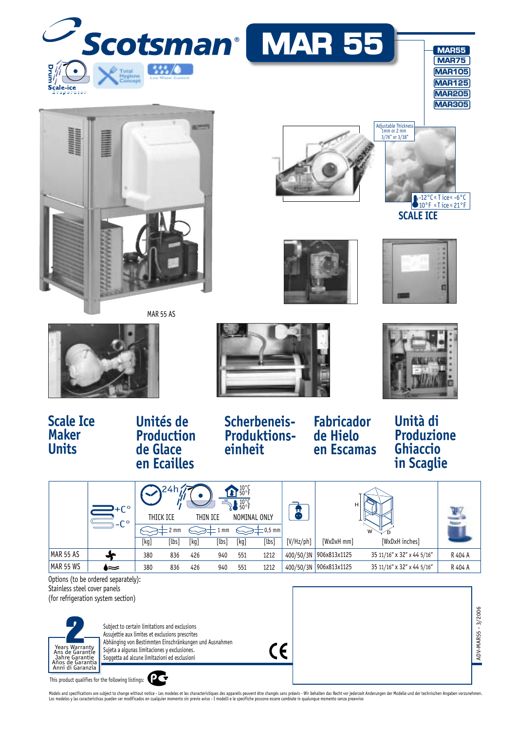# Scotsman® MAR 55

MAR55
MAR75
MAR105
MAR125
MAR205
MAR305

Drum Scale-ice Evaporator

Total Hygiene Concept

Low Water Content

Adjustable Thickness 1mm or 2 mm 3/76" or 3/38"

-12°C ≤ T ice ≤ -6°C
10°F ≤ T ice ≤ 21°F

**SCALE ICE**

MAR 55 AS

## Scale Ice Maker Units

## Unités de Production de Glace en Ecailles

## Scherbeneis-Produktions-einheit

## Fabricador de Hielo en Escamas

## Unità di Produzione Ghiaccio in Scaglie

| | +C° / -C° | 24h THICK ICE 2 mm | | THIN ICE 1 mm | | NOMINAL ONLY 10°C 50°F / 10°C 50°F 0,5 mm | | | | | |
|---|---|---|---|---|---|---|---|---|---|---|---|
| | | [kg] | [lbs] | [kg] | [lbs] | [kg] | [lbs] | [V/Hz/ph] | [WxDxH mm] | [WxDxH inches] | |
| MAR 55 AS | (air) | 380 | 836 | 426 | 940 | 551 | 1212 | 400/50/3N | 906x813x1125 | 35 11/16" x 32" x 44 5/16" | R 404 A |
| MAR 55 WS | (water) | 380 | 836 | 426 | 940 | 551 | 1212 | 400/50/3N | 906x813x1125 | 35 11/16" x 32" x 44 5/16" | R 404 A |

Options (to be ordered separately):
Stainless steel cover panels
(for refrigeration system section)

**2** Years Warranty / Ans de Garantie / Jahre Garantie / Años de Garantía / Anni di Garanzia

Subject to certain limitations and exclusions
Assujettie aux limites et exclusions prescrites
Abhänging von Bestimmten Einschränkungen und Ausnahmen
Sujeta a algunas limitaciones y exclusiones.
Soggetta ad alcune limitazioni ed esclusioni

CE

This product qualifies for the following listings:

ADV-MAR55 - 3/2006

Models and specifications are subject to change without notice - Les modeles et les characteristiques des appareils peuvent être changés sans préavis - Wir behalten das Recht vor jederzait Anderungen der Modelle und der technischen Angaben vorzunehmen.
Los modelos y las caracteristicas pueden ser modificados en cualquier momento sin previo aviso - I modelli e le specifiche possono essere cambiate in qualunque momento senza preavviso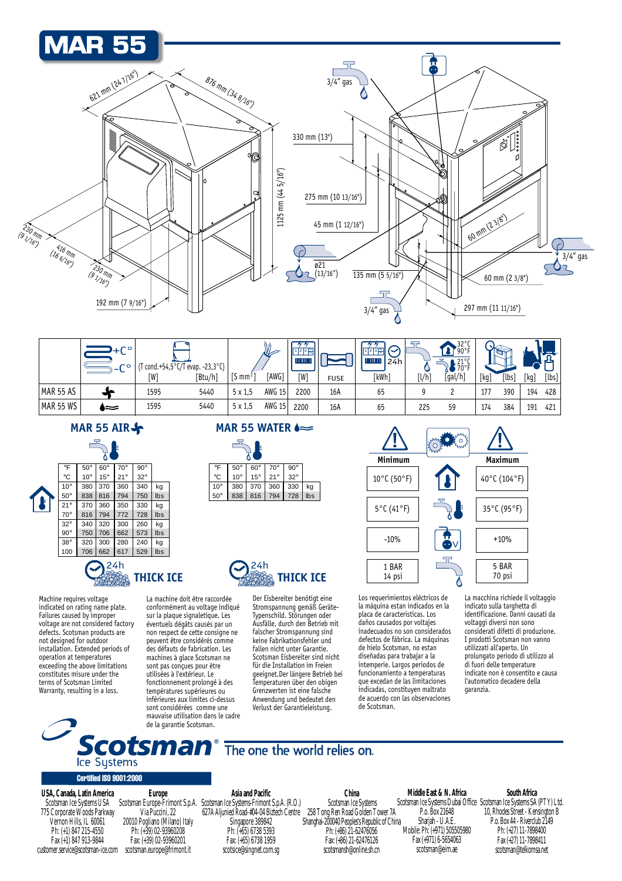# MAR 55

621 mm (24 7/16")
876 mm (34 8/16")
3/4" gas
330 mm (13")
1125 mm (44 5/16")
275 mm (10 13/16")
45 mm (1 12/16")
230 mm (9 1/16")
416 mm (16 6/16")
230 mm (9 1/16")
192 mm (7 9/16")
ø21 (13/16")
135 mm (5 5/16")
3/4" gas
60 mm (2 3/8")
3/4" gas
60 mm (2 3/8")
297 mm (11 11/16")

| | +C° / -C° | (T cond.+54,5°C/T evap. -23,3°C) [W] | [Btu/h] | [S mm²] | [AWG] | [W] | FUSE | 24h [kWh] | [l/h] | 32°C 90°F / 21°C 70°F [gal/h] | [kg] | [lbs] | [kg] | [lbs] |
|---|---|---|---|---|---|---|---|---|---|---|---|---|---|---|
| MAR 55 AS | Air | 1595 | 5440 | 5 x 1,5 | AWG 15 | 2200 | 16A | 65 | 9 | 2 | 177 | 390 | 194 | 428 |
| MAR 55 WS | Water | 1595 | 5440 | 5 x 1,5 | AWG 15 | 2200 | 16A | 65 | 225 | 59 | 174 | 384 | 191 | 421 |

## MAR 55 AIR

| | °F | 50° | 60° | 70° | 90° | |
|---|---|---|---|---|---|---|
| | °C | 10° | 15° | 21° | 32° | |
| 10° | | 380 | 370 | 360 | 340 | kg |
| 50° | | 838 | 816 | 794 | 750 | lbs |
| 21° | | 370 | 360 | 350 | 330 | kg |
| 70° | | 816 | 794 | 772 | 728 | lbs |
| 32° | | 340 | 320 | 300 | 260 | kg |
| 90° | | 750 | 706 | 662 | 573 | lbs |
| 38° | | 320 | 300 | 280 | 240 | kg |
| 100 | | 706 | 662 | 617 | 529 | lbs |

24h THICK ICE

## MAR 55 WATER

| | °F | 50° | 60° | 70° | 90° | |
|---|---|---|---|---|---|---|
| | °C | 10° | 15° | 21° | 32° | |
| 10° | | 380 | 370 | 360 | 330 | kg |
| 50° | | 838 | 816 | 794 | 728 | lbs |

24h THICK ICE

| Minimum | | Maximum |
|---|---|---|
| 10°C (50°F) | Room | 40°C (104°F) |
| 5°C (41°F) | Water | 35°C (95°F) |
| -10% | V | +10% |
| 1 BAR 14 psi | Water pressure | 5 BAR 70 psi |

Machine requires voltage indicated on rating name plate. Failures caused by improper voltage are not considered factory defects. Scotsman products are not designed for outdoor installation. Extended periods of operation at temperatures exceeding the above limitations constitutes misure under the terms of Scotsman Limited Warranty, resulting in a loss.

La machine doit être raccordée conformément au voltage indiqué sur la plaque signalétique. Les éventuels dégâts causés par un non respect de cette consigne ne peuvent être considérés comme des défauts de fabrication. Les machines à glace Scotsman ne sont pas conçues pour être utilisées à l'extérieur. Le fonctionnement prolongé à des températures supérieures ou inférieures aux limites ci-dessus sont considérées comme une mauvaise utilisation dans le cadre de la garantie Scotsman.

Der Eisbereiter benötigt eine Stromspannung gemäß Geräte-Typenschild. Störungen oder Ausfälle, durch den Betrieb mit falscher Stromspannung sind keine Fabrikationsfehler und fallen nicht unter Garantie. Scotsman Eisbereiter sind nicht für die Installation im Freien geeignet.Der längere Betrieb bei Temperaturen über den obigen Grenzwerten ist eine falsche Anwendung und bedeutet den Verlust der Garantieleistung.

Los requerimientos eléctricos de la máquina estan indicados en la placa de caracteristicas. Los daños causados por voltajes inadecuados no son considerados defectos de fábrica. La máquinas de hielo Scotsman, no estan diseñadas para trabajar a la intemperie. Largos periodos de funcionamiento a temperaturas que excedan de las limitaciones indicadas, constituyen maltrato de acuerdo con las observaciones de Scotsman.

La macchina richiede il voltaggio indicato sulla targhetta di identificazione. Danni causati da voltaggi diversi non sono considerati difetti di produzione. I prodotti Scotsman non vanno utilizzati all'aperto. Un prolungato periodo di utilizzo al di fuori delle temperature indicate non è consentito e causa l'automatico decadere della garanzia.

**Scotsman® Ice Systems** — The one the world relies on.

**Certified ISO 9001:2000**

**USA, Canada, Latin America**
Scotsman Ice Systems USA
775 Corporate Woods Parkway
Vernon Hills, IL 60061
Ph: (+1) 847 215-4550
Fax (+1) 847 913-9844
customer.service@scotsman-ice.com

**Europe**
Scotsman Europe-Frimont S.p.A.
Via Puccini, 22
20010 Pogliano (Milano) Italy
Ph: (+39) 02-93960208
Fax: (+39) 02-93960201
scotsman.europe@frimont.it

**Asia and Pacific**
Scotsman Ice Systems-Frimont S.p.A. (R.O.)
627A Aljunied Road-#04-04 Biztech Centre
Singapore 389842
Ph: (+65) 6738 5393
Fax: (+65) 6738 1959
scotsice@singnet.com.sg

**China**
Scotsman Ice Systems
258 Tong Ren Road Golden Tower 7A
Shanghai-200040 Peoples's Republic of China
Ph: (+86) 21-62476056
Fax: (+86) 21-62476126
scotsmansh@online.sh.cn

**Middle East & N. Africa**
Scotsman Ice Systems Dubai Office
P.o. Box 21648
Sharjah - U.A.E.
Mobile: Ph: (+971) 505505980
Fax (+971) 6-5654063
scotsman@eim.ae

**South Africa**
Scotsman Ice Systems SA (PTY) Ltd.
10, Rhodes Street - Kensington B
P.o. Box 44 - Riverclub 2149
Ph: (+27) 11-7898400
Fax (+27) 11-7898411
scotsman@telkomsa.net